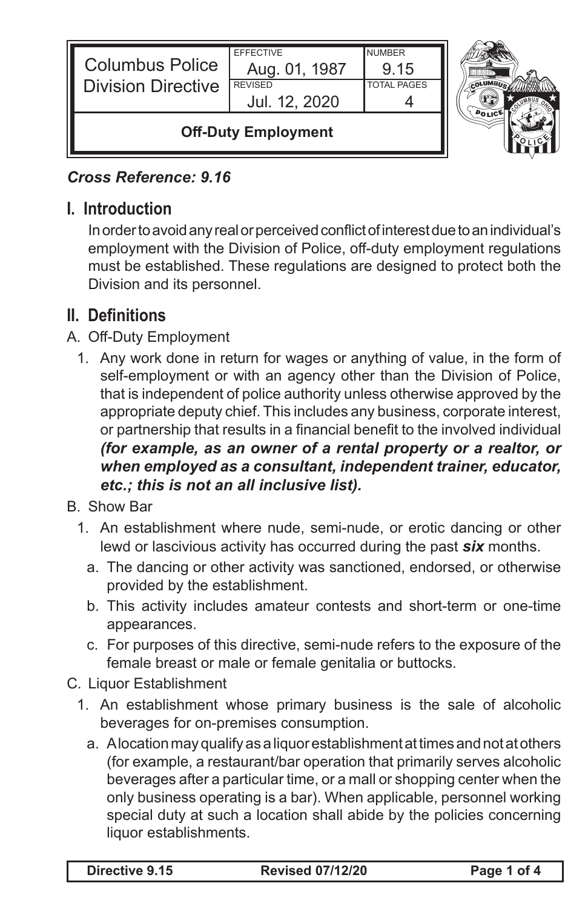| Columbus Police Division Directive | EFFECTIVE Aug. 01, 1987 | NUMBER 9.15 |
| --- | --- | --- |
| | REVISED Jul. 12, 2020 | TOTAL PAGES 4 |

**Off-Duty Employment**

***Cross Reference: 9.16***

## I. Introduction

In order to avoid any real or perceived conflict of interest due to an individual's employment with the Division of Police, off-duty employment regulations must be established. These regulations are designed to protect both the Division and its personnel.

## II. Definitions

A. Off-Duty Employment

1. Any work done in return for wages or anything of value, in the form of self-employment or with an agency other than the Division of Police, that is independent of police authority unless otherwise approved by the appropriate deputy chief. This includes any business, corporate interest, or partnership that results in a financial benefit to the involved individual ***(for example, as an owner of a rental property or a realtor, or when employed as a consultant, independent trainer, educator, etc.; this is not an all inclusive list).***

B. Show Bar

1. An establishment where nude, semi-nude, or erotic dancing or other lewd or lascivious activity has occurred during the past ***six*** months.
   a. The dancing or other activity was sanctioned, endorsed, or otherwise provided by the establishment.
   b. This activity includes amateur contests and short-term or one-time appearances.
   c. For purposes of this directive, semi-nude refers to the exposure of the female breast or male or female genitalia or buttocks.

C. Liquor Establishment

1. An establishment whose primary business is the sale of alcoholic beverages for on-premises consumption.
   a. A location may qualify as a liquor establishment at times and not at others (for example, a restaurant/bar operation that primarily serves alcoholic beverages after a particular time, or a mall or shopping center when the only business operating is a bar). When applicable, personnel working special duty at such a location shall abide by the policies concerning liquor establishments.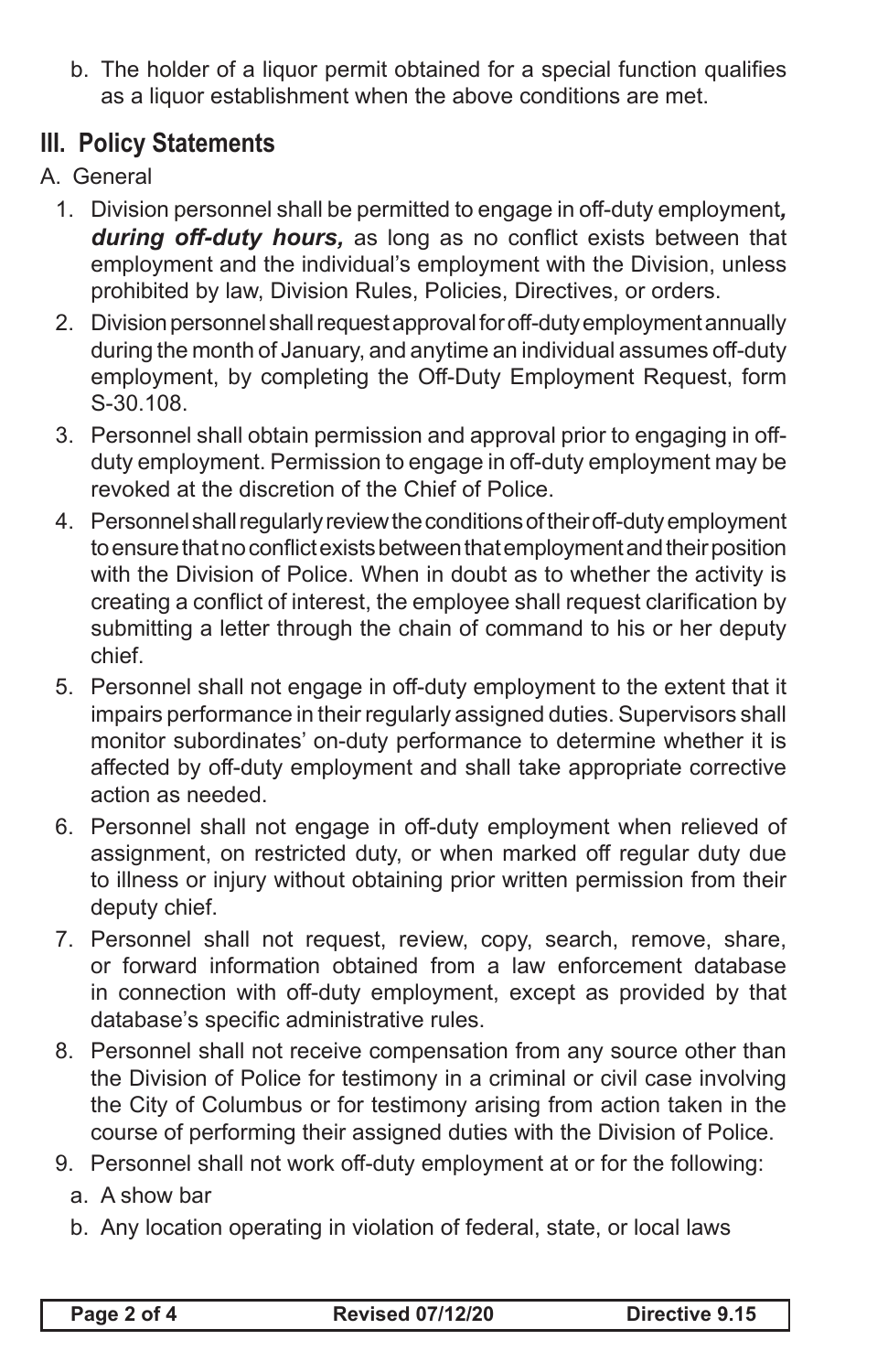b. The holder of a liquor permit obtained for a special function qualifies as a liquor establishment when the above conditions are met.

## III. Policy Statements

A. General

1. Division personnel shall be permitted to engage in off-duty employment***, during off-duty hours,*** as long as no conflict exists between that employment and the individual's employment with the Division, unless prohibited by law, Division Rules, Policies, Directives, or orders.
2. Division personnel shall request approval for off-duty employment annually during the month of January, and anytime an individual assumes off-duty employment, by completing the Off-Duty Employment Request, form S-30.108.
3. Personnel shall obtain permission and approval prior to engaging in off-duty employment. Permission to engage in off-duty employment may be revoked at the discretion of the Chief of Police.
4. Personnel shall regularly review the conditions of their off-duty employment to ensure that no conflict exists between that employment and their position with the Division of Police. When in doubt as to whether the activity is creating a conflict of interest, the employee shall request clarification by submitting a letter through the chain of command to his or her deputy chief.
5. Personnel shall not engage in off-duty employment to the extent that it impairs performance in their regularly assigned duties. Supervisors shall monitor subordinates' on-duty performance to determine whether it is affected by off-duty employment and shall take appropriate corrective action as needed.
6. Personnel shall not engage in off-duty employment when relieved of assignment, on restricted duty, or when marked off regular duty due to illness or injury without obtaining prior written permission from their deputy chief.
7. Personnel shall not request, review, copy, search, remove, share, or forward information obtained from a law enforcement database in connection with off-duty employment, except as provided by that database's specific administrative rules.
8. Personnel shall not receive compensation from any source other than the Division of Police for testimony in a criminal or civil case involving the City of Columbus or for testimony arising from action taken in the course of performing their assigned duties with the Division of Police.
9. Personnel shall not work off-duty employment at or for the following:
   a. A show bar
   b. Any location operating in violation of federal, state, or local laws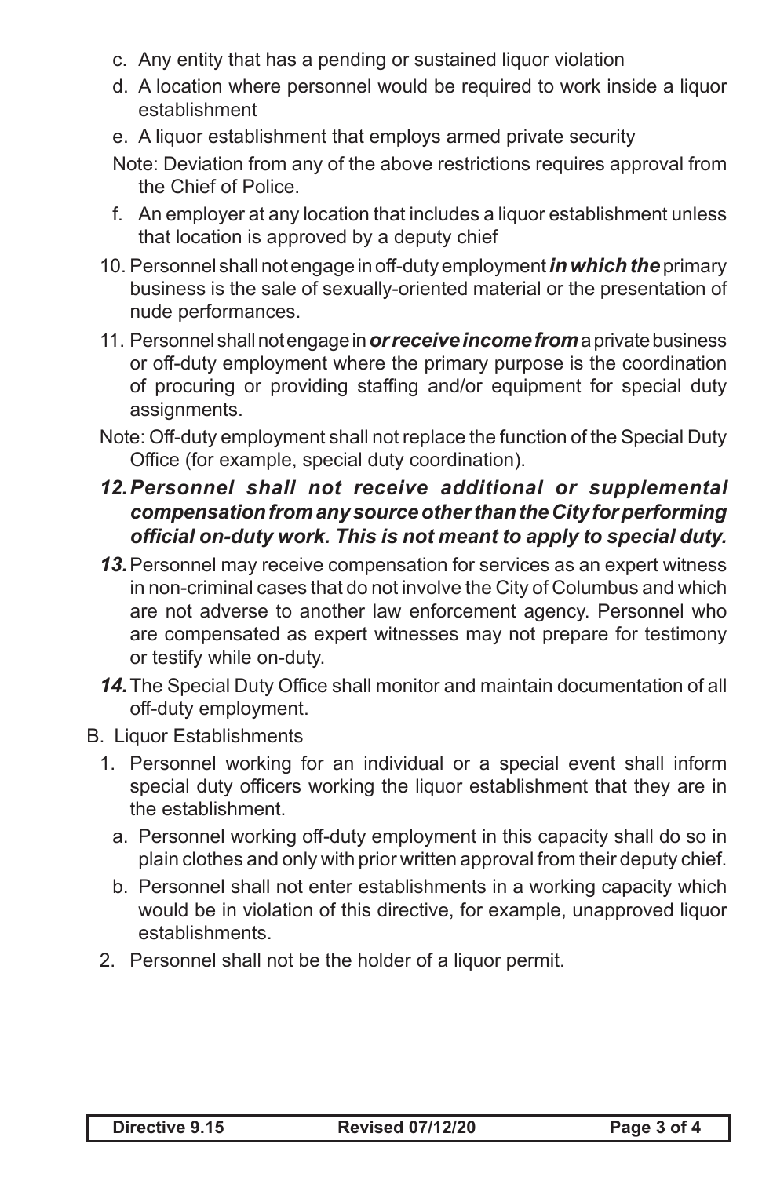c. Any entity that has a pending or sustained liquor violation

d. A location where personnel would be required to work inside a liquor establishment

e. A liquor establishment that employs armed private security

Note: Deviation from any of the above restrictions requires approval from the Chief of Police.

f. An employer at any location that includes a liquor establishment unless that location is approved by a deputy chief

10. Personnel shall not engage in off-duty employment ***in which the*** primary business is the sale of sexually-oriented material or the presentation of nude performances.

11. Personnel shall not engage in ***or receive income from*** a private business or off-duty employment where the primary purpose is the coordination of procuring or providing staffing and/or equipment for special duty assignments.

Note: Off-duty employment shall not replace the function of the Special Duty Office (for example, special duty coordination).

***12. Personnel shall not receive additional or supplemental compensation from any source other than the City for performing official on-duty work. This is not meant to apply to special duty.***

***13.*** Personnel may receive compensation for services as an expert witness in non-criminal cases that do not involve the City of Columbus and which are not adverse to another law enforcement agency. Personnel who are compensated as expert witnesses may not prepare for testimony or testify while on-duty.

***14.*** The Special Duty Office shall monitor and maintain documentation of all off-duty employment.

B. Liquor Establishments

1. Personnel working for an individual or a special event shall inform special duty officers working the liquor establishment that they are in the establishment.

   a. Personnel working off-duty employment in this capacity shall do so in plain clothes and only with prior written approval from their deputy chief.

   b. Personnel shall not enter establishments in a working capacity which would be in violation of this directive, for example, unapproved liquor establishments.

2. Personnel shall not be the holder of a liquor permit.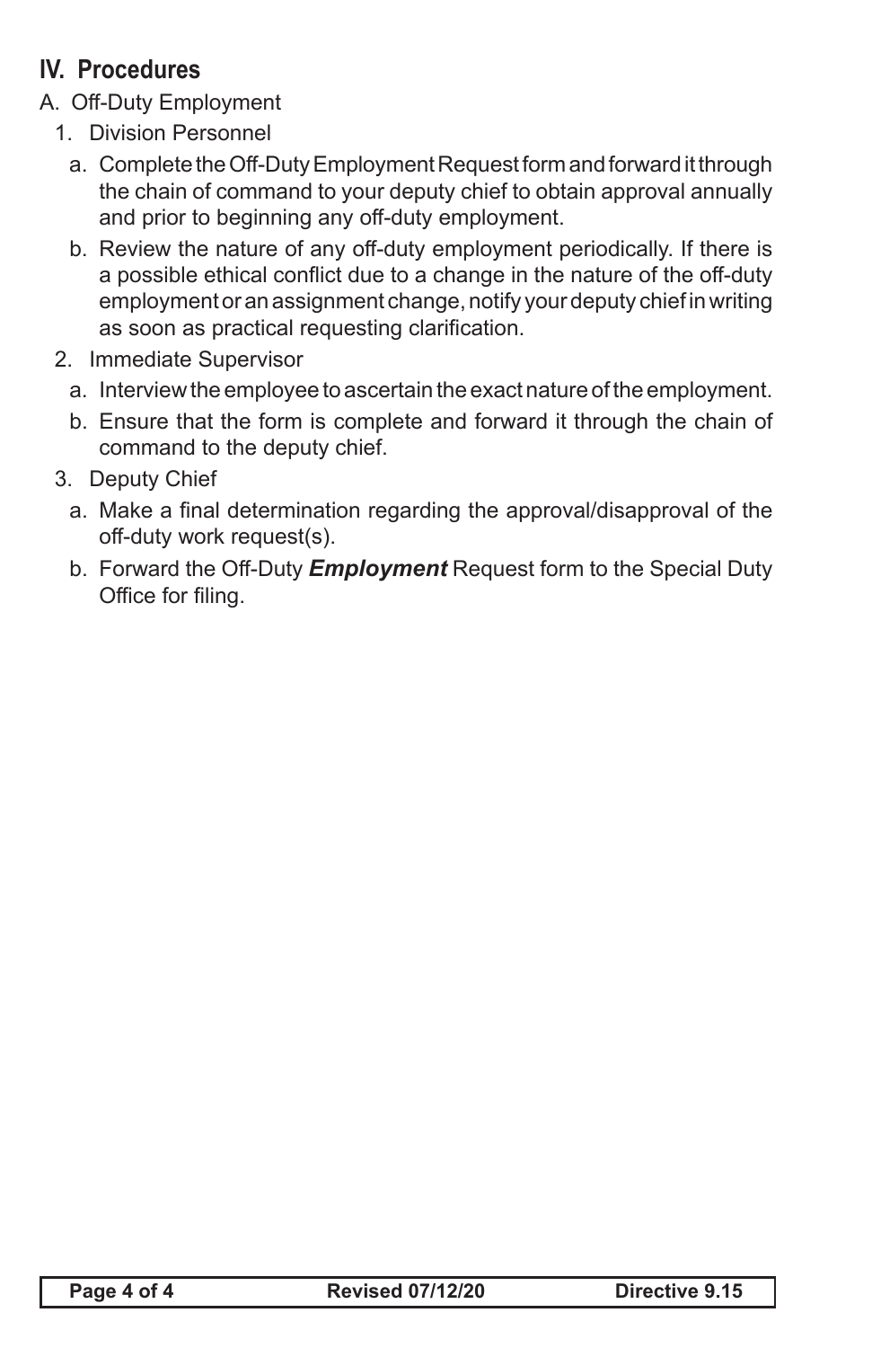## IV. Procedures

A. Off-Duty Employment

1. Division Personnel
   a. Complete the Off-Duty Employment Request form and forward it through the chain of command to your deputy chief to obtain approval annually and prior to beginning any off-duty employment.
   b. Review the nature of any off-duty employment periodically. If there is a possible ethical conflict due to a change in the nature of the off-duty employment or an assignment change, notify your deputy chief in writing as soon as practical requesting clarification.
2. Immediate Supervisor
   a. Interview the employee to ascertain the exact nature of the employment.
   b. Ensure that the form is complete and forward it through the chain of command to the deputy chief.
3. Deputy Chief
   a. Make a final determination regarding the approval/disapproval of the off-duty work request(s).
   b. Forward the Off-Duty ***Employment*** Request form to the Special Duty Office for filing.